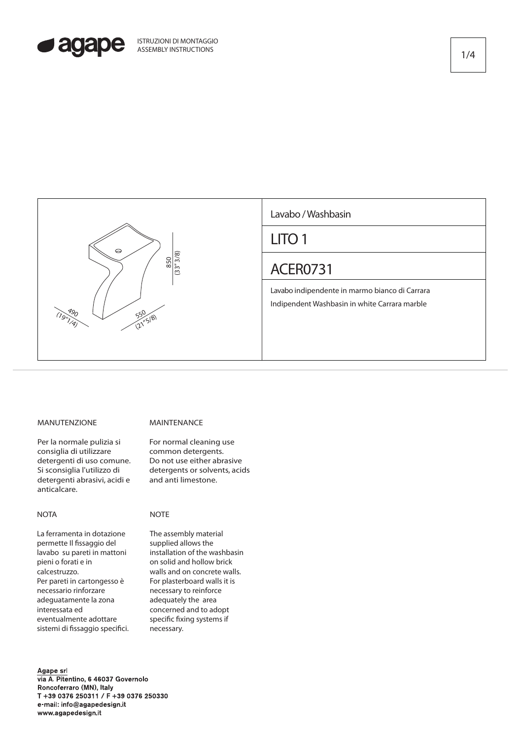ISTRUZIONI DI MONTAGGIO
ASSEMBLY INSTRUCTIONS

850
(33" 3/8)

490
(19"1/4)

550
(21"5/8)

Lavabo / Washbasin

# LITO 1

## ACER0731

Lavabo indipendente in marmo bianco di Carrara

Indipendent Washbasin in white Carrara marble

### MANUTENZIONE

Per la normale pulizia si consiglia di utilizzare detergenti di uso comune. Si sconsiglia l'utilizzo di detergenti abrasivi, acidi e anticalcare.

### MAINTENANCE

For normal cleaning use common detergents. Do not use either abrasive detergents or solvents, acids and anti limestone.

### NOTA

La ferramenta in dotazione permette Il fissaggio del lavabo su pareti in mattoni pieni o forati e in calcestruzzo.
Per pareti in cartongesso è necessario rinforzare adeguatamente la zona interessata ed eventualmente adottare sistemi di fissaggio specifici.

### NOTE

The assembly material supplied allows the installation of the washbasin on solid and hollow brick walls and on concrete walls.
For plasterboard walls it is necessary to reinforce adequately the area concerned and to adopt specific fixing systems if necessary.

Agape srl
via A. Pitentino, 6 46037 Governolo
Roncoferraro (MN), Italy
T +39 0376 250311 / F +39 0376 250330
e-mail: info@agapedesign.it
www.agapedesign.it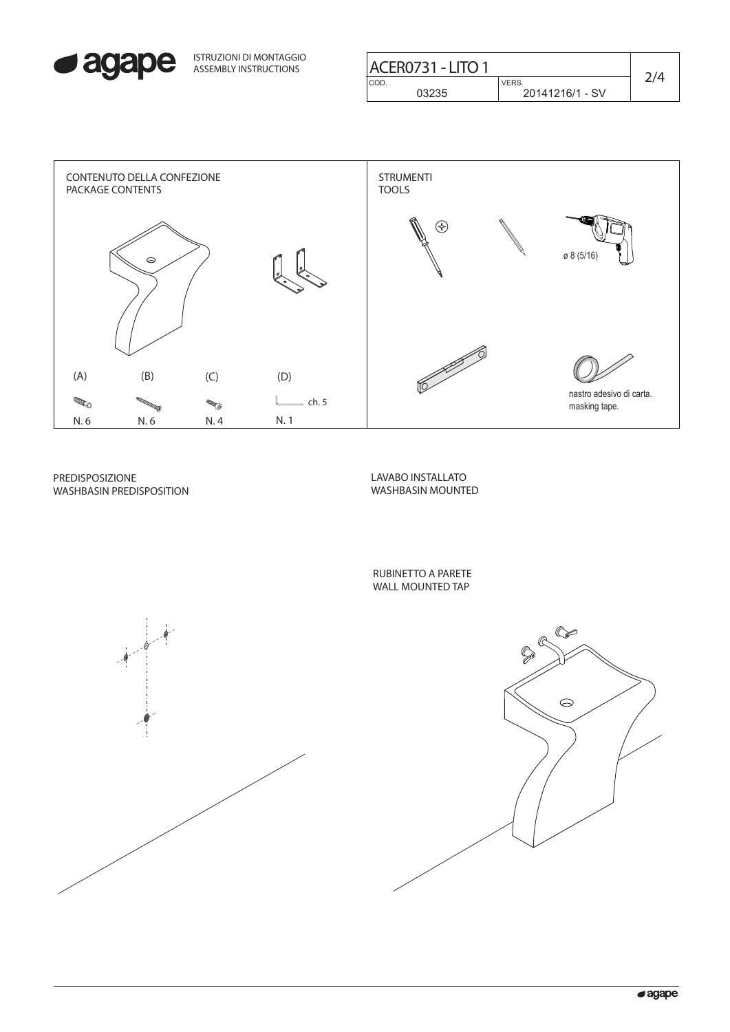ISTRUZIONI DI MONTAGGIO
ASSEMBLY INSTRUCTIONS

| ACER0731 - LITO 1 | |
|---|---|
| COD. 03235 | VERS. 20141216/1 - SV |

## CONTENUTO DELLA CONFEZIONE
## PACKAGE CONTENTS

(A) N. 6

(B) N. 6

(C) N. 4

(D) ch. 5 N. 1

## STRUMENTI
## TOOLS

ø 8 (5/16)

nastro adesivo di carta.
masking tape.

## PREDISPOSIZIONE
## WASHBASIN PREDISPOSITION

## LAVABO INSTALLATO
## WASHBASIN MOUNTED

RUBINETTO A PARETE
WALL MOUNTED TAP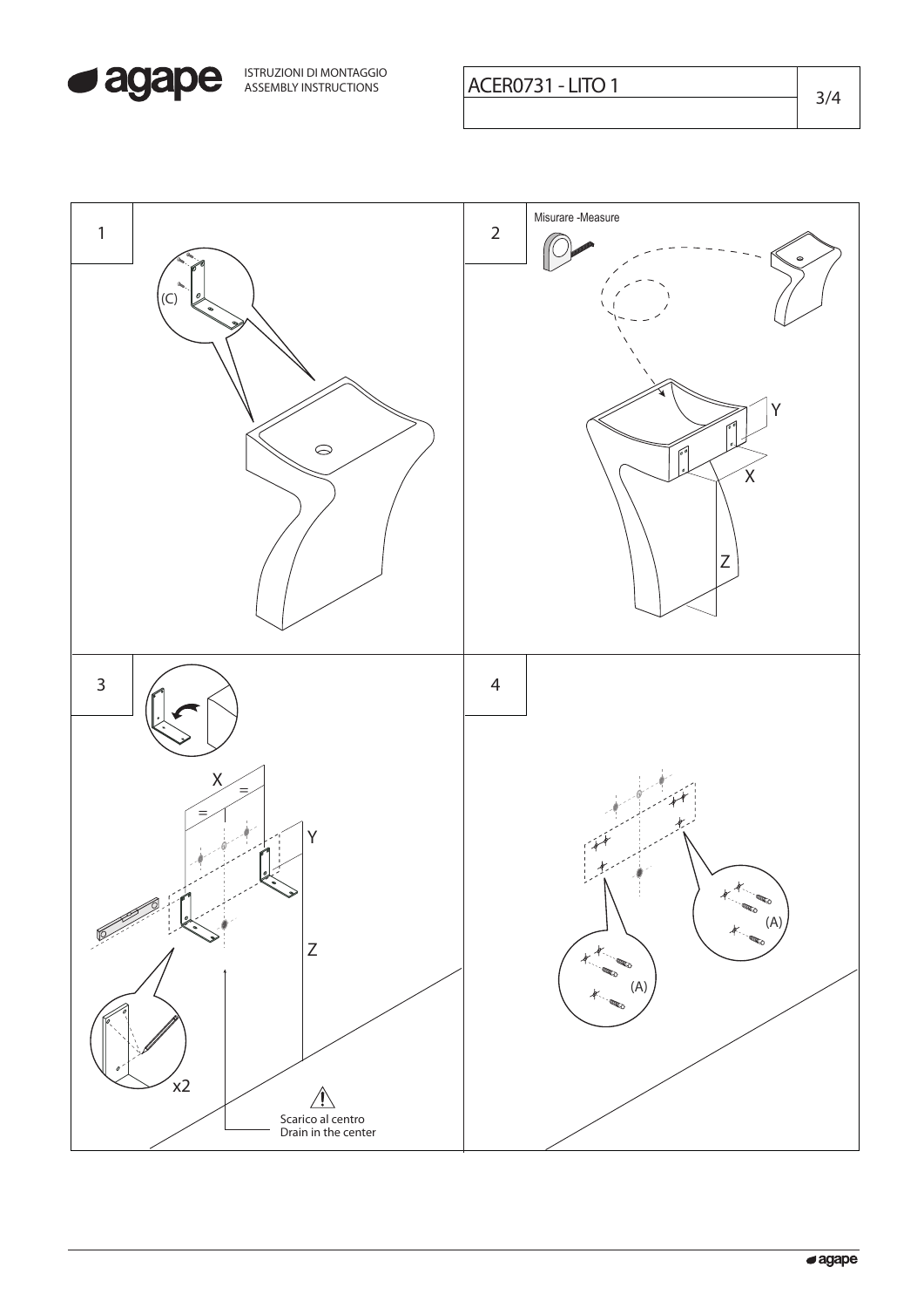ISTRUZIONI DI MONTAGGIO
ASSEMBLY INSTRUCTIONS

ACER0731 - LITO 1

1

(C)

2

Misurare -Measure

Y

X

Z

3

X

=

=

Y

Z

x2

Scarico al centro
Drain in the center

4

(A)

(A)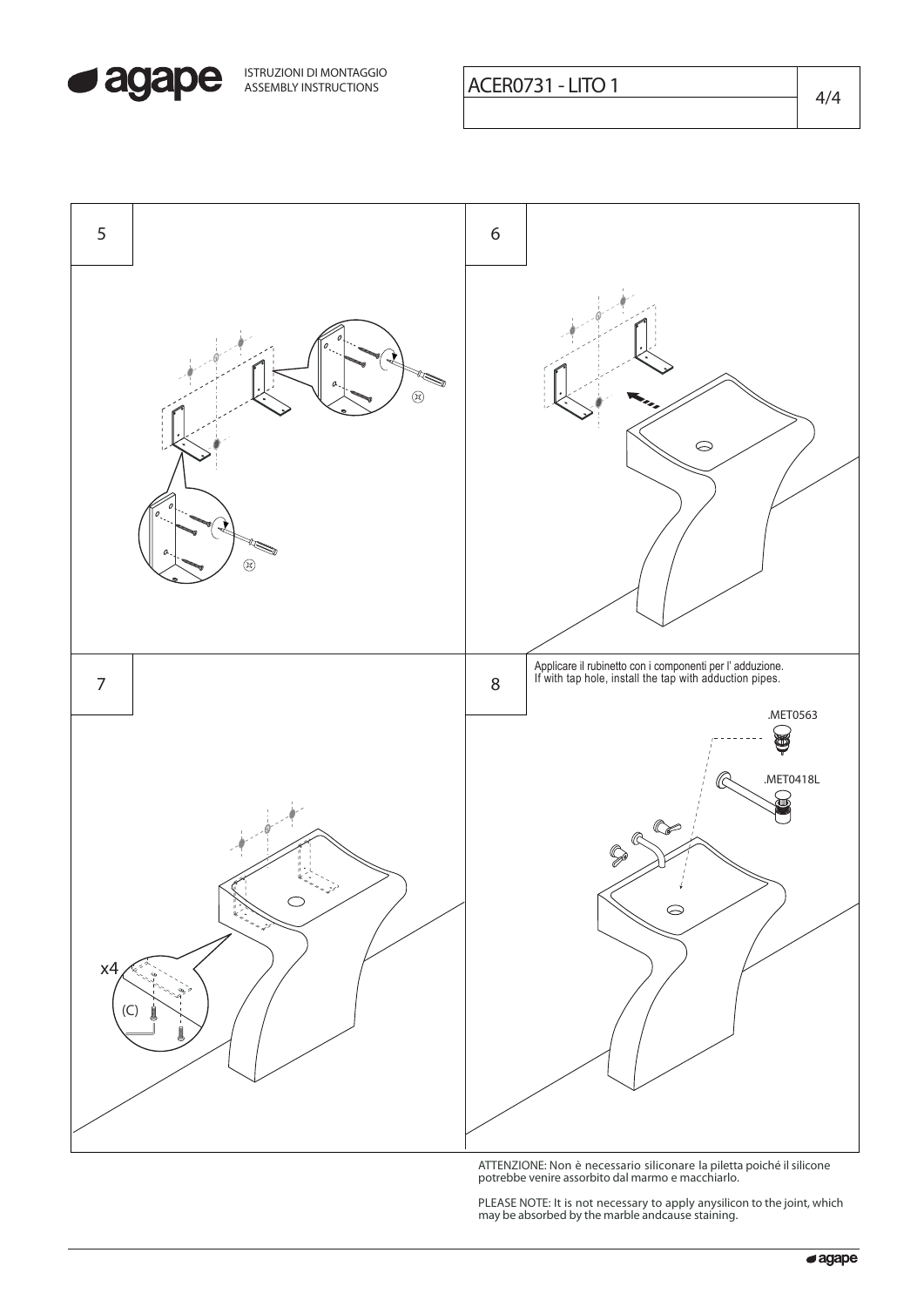ISTRUZIONI DI MONTAGGIO
ASSEMBLY INSTRUCTIONS

ACER0731 - LITO 1

5

6

7

x4

(C)

8

Applicare il rubinetto con i componenti per l' adduzione.
If with tap hole, install the tap with adduction pipes.

.MET0563

.MET0418L

ATTENZIONE: Non è necessario siliconare la piletta poiché il silicone potrebbe venire assorbito dal marmo e macchiarlo.

PLEASE NOTE: It is not necessary to apply anysilicon to the joint, which may be absorbed by the marble andcause staining.